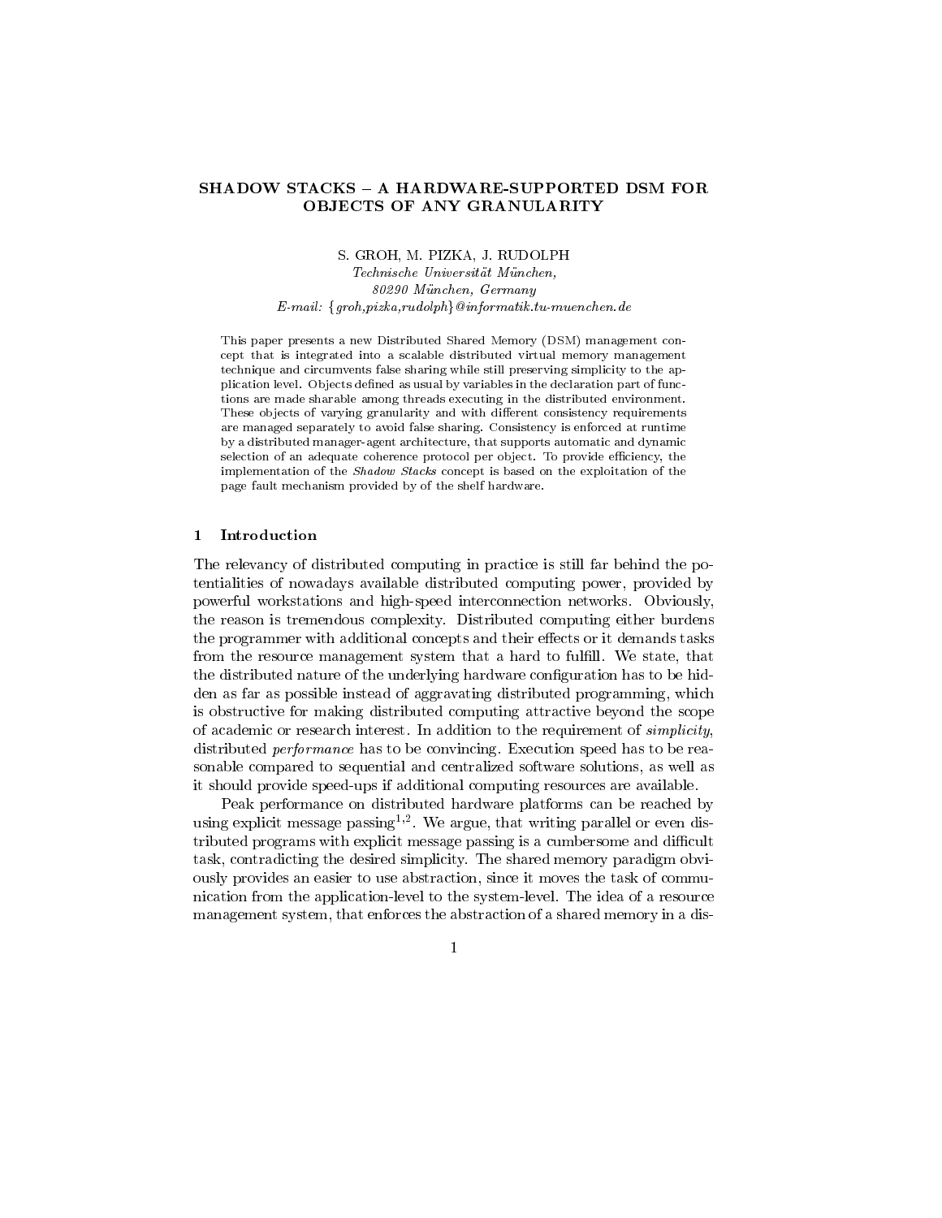# SHADOW STACKS – A HARDWARE-SUPPORTED DSM FOR OBJECTS OF ANY GRANULARITY

S. GROH, M. PIZKA, J. RUDOLPH

*Technische Universität München,*
*80290 München, Germany*
*E-mail: {groh,pizka,rudolph}@informatik.tu-muenchen.de*

This paper presents a new Distributed Shared Memory (DSM) management concept that is integrated into a scalable distributed virtual memory management technique and circumvents false sharing while still preserving simplicity to the application level. Objects defined as usual by variables in the declaration part of functions are made sharable among threads executing in the distributed environment. These objects of varying granularity and with different consistency requirements are managed separately to avoid false sharing. Consistency is enforced at runtime by a distributed manager-agent architecture, that supports automatic and dynamic selection of an adequate coherence protocol per object. To provide efficiency, the implementation of the *Shadow Stacks* concept is based on the exploitation of the page fault mechanism provided by of the shelf hardware.

## 1 Introduction

The relevancy of distributed computing in practice is still far behind the potentialities of nowadays available distributed computing power, provided by powerful workstations and high-speed interconnection networks. Obviously, the reason is tremendous complexity. Distributed computing either burdens the programmer with additional concepts and their effects or it demands tasks from the resource management system that a hard to fulfill. We state, that the distributed nature of the underlying hardware configuration has to be hidden as far as possible instead of aggravating distributed programming, which is obstructive for making distributed computing attractive beyond the scope of academic or research interest. In addition to the requirement of *simplicity*, distributed *performance* has to be convincing. Execution speed has to be reasonable compared to sequential and centralized software solutions, as well as it should provide speed-ups if additional computing resources are available.

Peak performance on distributed hardware platforms can be reached by using explicit message passing[1,2]. We argue, that writing parallel or even distributed programs with explicit message passing is a cumbersome and difficult task, contradicting the desired simplicity. The shared memory paradigm obviously provides an easier to use abstraction, since it moves the task of communication from the application-level to the system-level. The idea of a resource management system, that enforces the abstraction of a shared memory in a dis-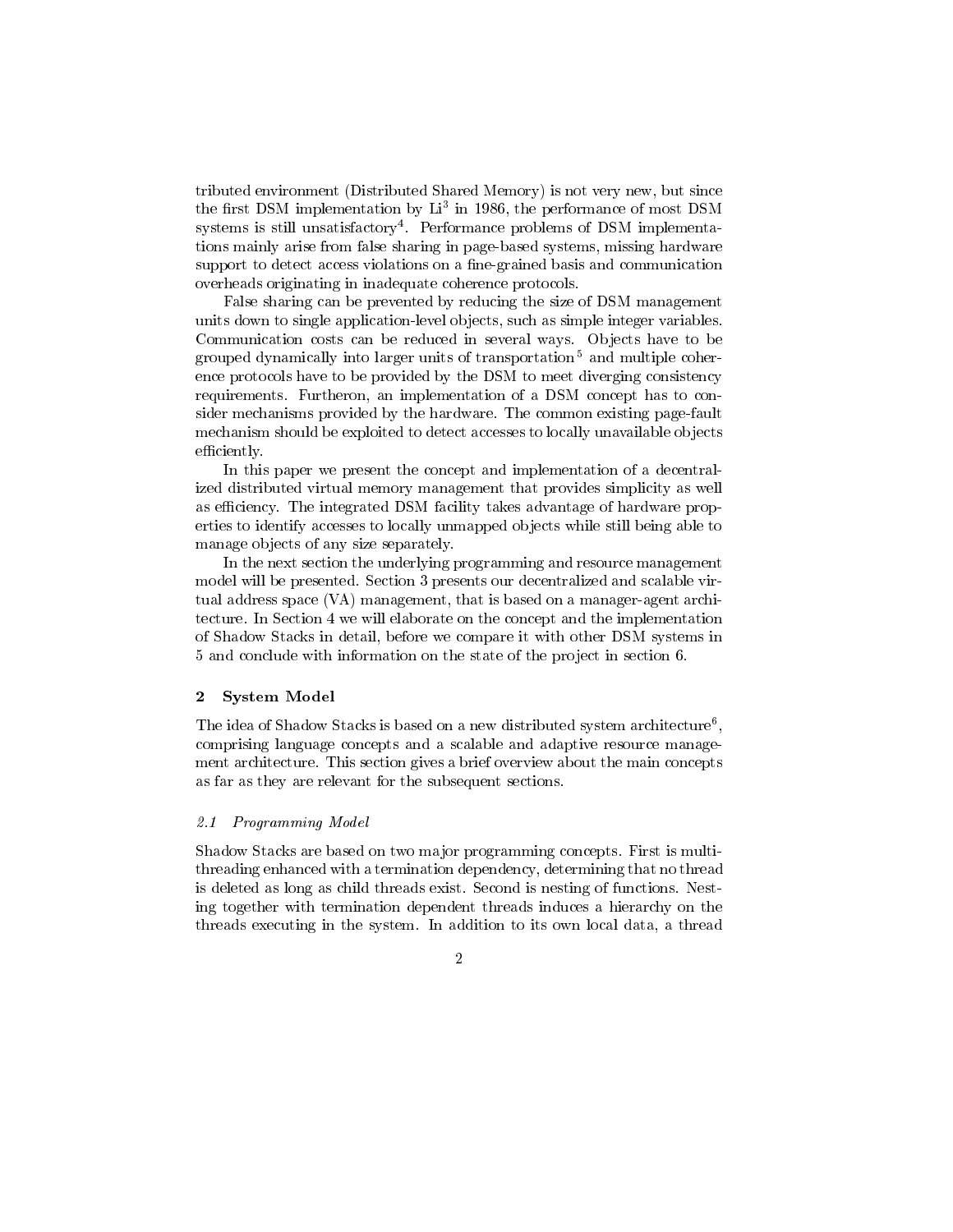tributed environment (Distributed Shared Memory) is not very new, but since the first DSM implementation by Li[3] in 1986, the performance of most DSM systems is still unsatisfactory[4]. Performance problems of DSM implementations mainly arise from false sharing in page-based systems, missing hardware support to detect access violations on a fine-grained basis and communication overheads originating in inadequate coherence protocols.

False sharing can be prevented by reducing the size of DSM management units down to single application-level objects, such as simple integer variables. Communication costs can be reduced in several ways. Objects have to be grouped dynamically into larger units of transportation[5] and multiple coherence protocols have to be provided by the DSM to meet diverging consistency requirements. Furtheron, an implementation of a DSM concept has to consider mechanisms provided by the hardware. The common existing page-fault mechanism should be exploited to detect accesses to locally unavailable objects efficiently.

In this paper we present the concept and implementation of a decentralized distributed virtual memory management that provides simplicity as well as efficiency. The integrated DSM facility takes advantage of hardware properties to identify accesses to locally unmapped objects while still being able to manage objects of any size separately.

In the next section the underlying programming and resource management model will be presented. Section 3 presents our decentralized and scalable virtual address space (VA) management, that is based on a manager-agent architecture. In Section 4 we will elaborate on the concept and the implementation of Shadow Stacks in detail, before we compare it with other DSM systems in 5 and conclude with information on the state of the project in section 6.

## 2 System Model

The idea of Shadow Stacks is based on a new distributed system architecture[6], comprising language concepts and a scalable and adaptive resource management architecture. This section gives a brief overview about the main concepts as far as they are relevant for the subsequent sections.

### *2.1 Programming Model*

Shadow Stacks are based on two major programming concepts. First is multithreading enhanced with a termination dependency, determining that no thread is deleted as long as child threads exist. Second is nesting of functions. Nesting together with termination dependent threads induces a hierarchy on the threads executing in the system. In addition to its own local data, a thread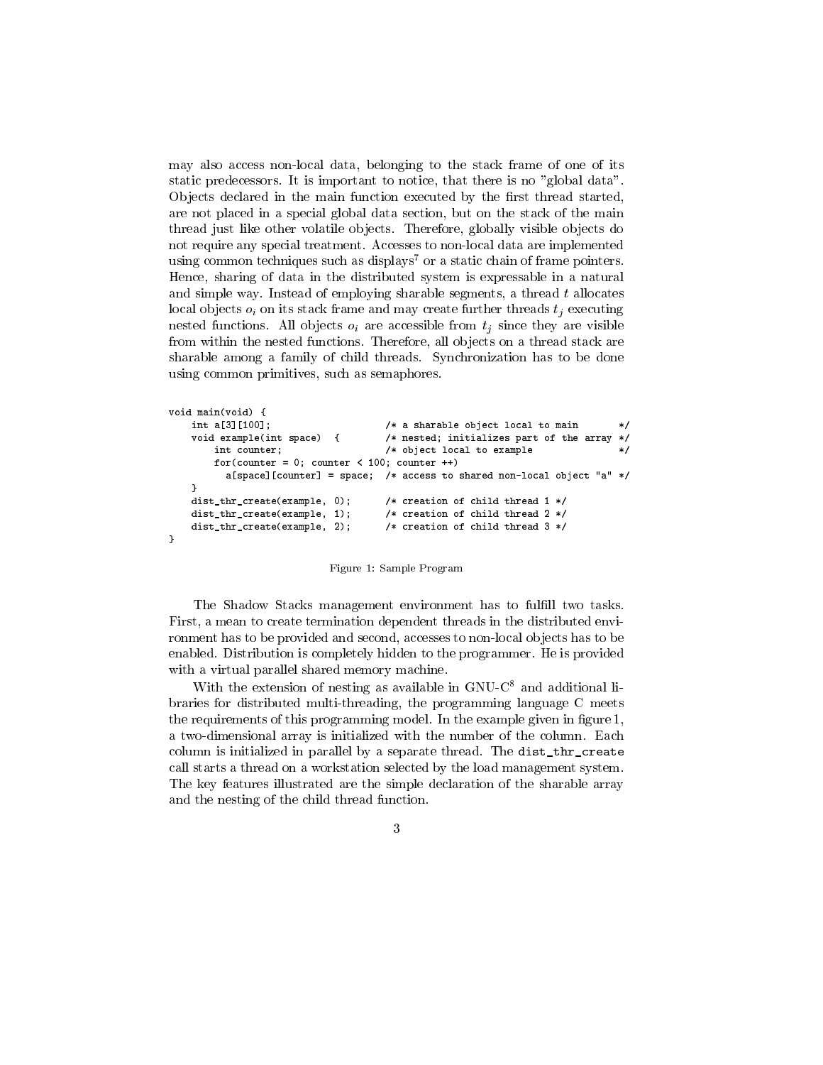may also access non-local data, belonging to the stack frame of one of its static predecessors. It is important to notice, that there is no "global data". Objects declared in the main function executed by the first thread started, are not placed in a special global data section, but on the stack of the main thread just like other volatile objects. Therefore, globally visible objects do not require any special treatment. Accesses to non-local data are implemented using common techniques such as displays[7] or a static chain of frame pointers. Hence, sharing of data in the distributed system is expressable in a natural and simple way. Instead of employing sharable segments, a thread $t$ allocates local objects $o_i$ on its stack frame and may create further threads $t_j$ executing nested functions. All objects $o_i$ are accessible from $t_j$ since they are visible from within the nested functions. Therefore, all objects on a thread stack are sharable among a family of child threads. Synchronization has to be done using common primitives, such as semaphores.

```
void main(void) {
    int a[3][100];                   /* a sharable object local to main       */
    void example(int space)  {       /* nested; initializes part of the array */
        int counter;                 /* object local to example               */
        for(counter = 0; counter < 100; counter ++)
          a[space][counter] = space;  /* access to shared non-local object "a" */
    }
    dist_thr_create(example, 0);     /* creation of child thread 1 */
    dist_thr_create(example, 1);     /* creation of child thread 2 */
    dist_thr_create(example, 2);     /* creation of child thread 3 */
}
```

Figure 1: Sample Program

The Shadow Stacks management environment has to fulfill two tasks. First, a mean to create termination dependent threads in the distributed environment has to be provided and second, accesses to non-local objects has to be enabled. Distribution is completely hidden to the programmer. He is provided with a virtual parallel shared memory machine.

With the extension of nesting as available in GNU-C[8] and additional libraries for distributed multi-threading, the programming language C meets the requirements of this programming model. In the example given in figure 1, a two-dimensional array is initialized with the number of the column. Each column is initialized in parallel by a separate thread. The `dist_thr_create` call starts a thread on a workstation selected by the load management system. The key features illustrated are the simple declaration of the sharable array and the nesting of the child thread function.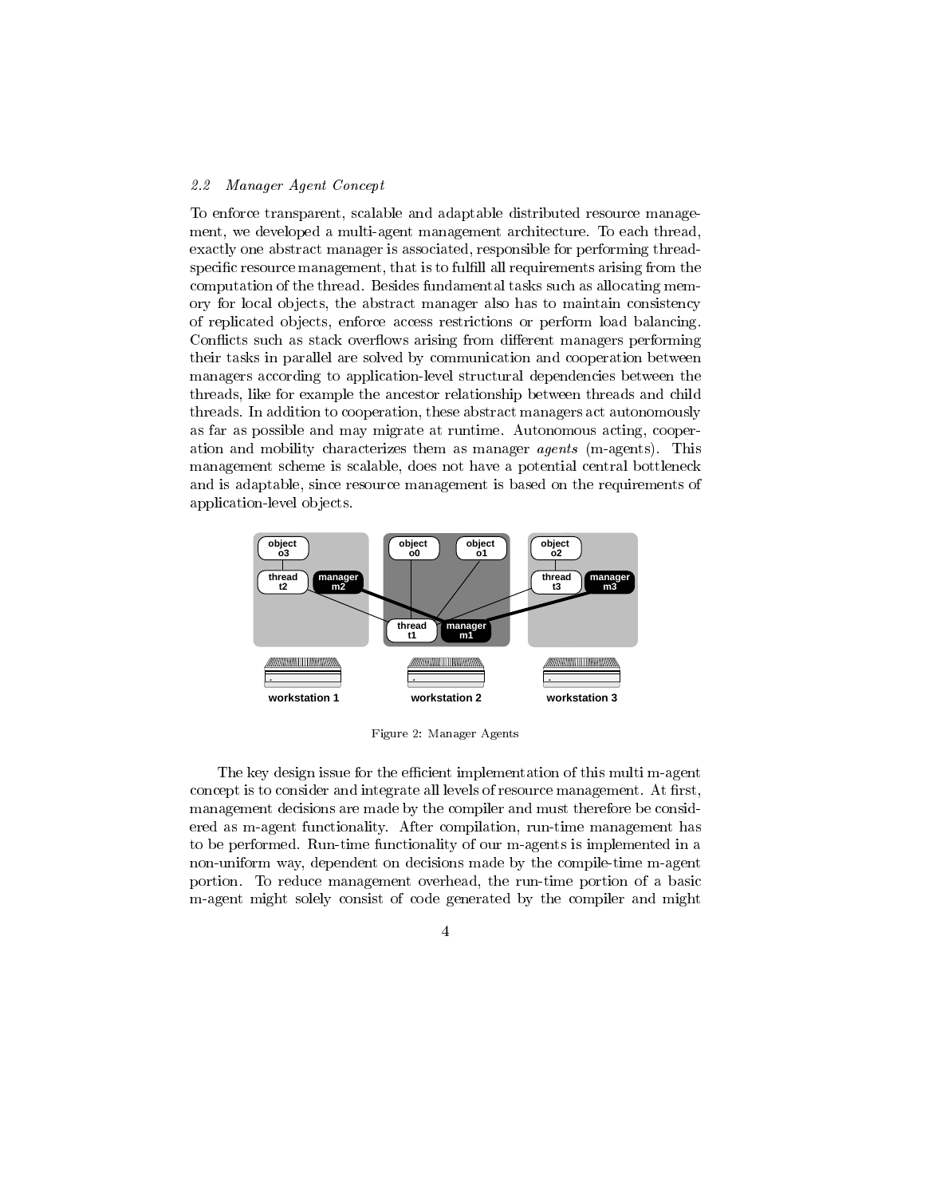### 2.2 Manager Agent Concept

To enforce transparent, scalable and adaptable distributed resource management, we developed a multi-agent management architecture. To each thread, exactly one abstract manager is associated, responsible for performing thread-specific resource management, that is to fulfill all requirements arising from the computation of the thread. Besides fundamental tasks such as allocating memory for local objects, the abstract manager also has to maintain consistency of replicated objects, enforce access restrictions or perform load balancing. Conflicts such as stack overflows arising from different managers performing their tasks in parallel are solved by communication and cooperation between managers according to application-level structural dependencies between the threads, like for example the ancestor relationship between threads and child threads. In addition to cooperation, these abstract managers act autonomously as far as possible and may migrate at runtime. Autonomous acting, cooperation and mobility characterizes them as manager *agents* (m-agents). This management scheme is scalable, does not have a potential central bottleneck and is adaptable, since resource management is based on the requirements of application-level objects.

Figure 2: Manager Agents

The key design issue for the efficient implementation of this multi m-agent concept is to consider and integrate all levels of resource management. At first, management decisions are made by the compiler and must therefore be considered as m-agent functionality. After compilation, run-time management has to be performed. Run-time functionality of our m-agents is implemented in a non-uniform way, dependent on decisions made by the compile-time m-agent portion. To reduce management overhead, the run-time portion of a basic m-agent might solely consist of code generated by the compiler and might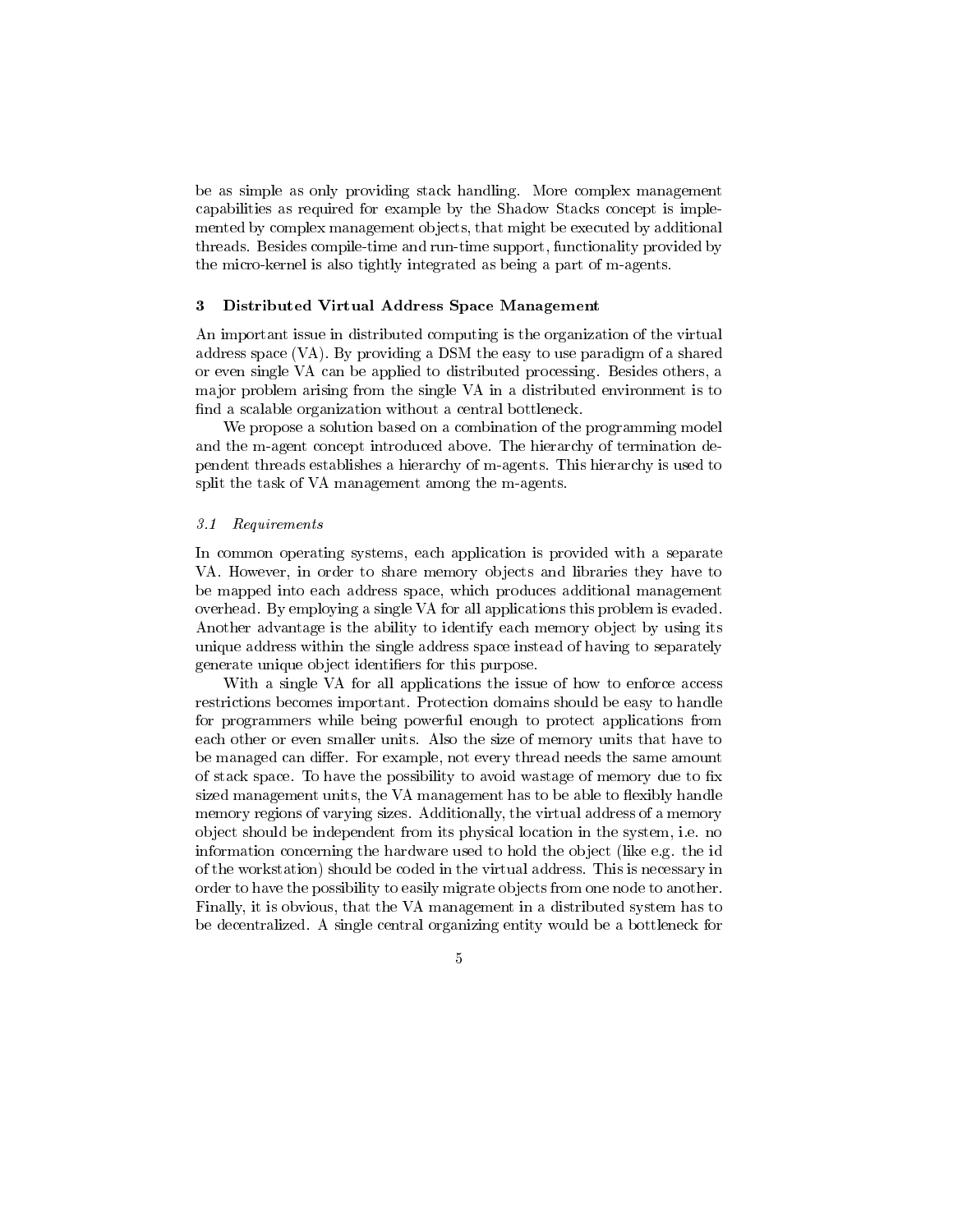be as simple as only providing stack handling. More complex management capabilities as required for example by the Shadow Stacks concept is implemented by complex management objects, that might be executed by additional threads. Besides compile-time and run-time support, functionality provided by the micro-kernel is also tightly integrated as being a part of m-agents.

## 3 Distributed Virtual Address Space Management

An important issue in distributed computing is the organization of the virtual address space (VA). By providing a DSM the easy to use paradigm of a shared or even single VA can be applied to distributed processing. Besides others, a major problem arising from the single VA in a distributed environment is to find a scalable organization without a central bottleneck.

We propose a solution based on a combination of the programming model and the m-agent concept introduced above. The hierarchy of termination dependent threads establishes a hierarchy of m-agents. This hierarchy is used to split the task of VA management among the m-agents.

### *3.1 Requirements*

In common operating systems, each application is provided with a separate VA. However, in order to share memory objects and libraries they have to be mapped into each address space, which produces additional management overhead. By employing a single VA for all applications this problem is evaded. Another advantage is the ability to identify each memory object by using its unique address within the single address space instead of having to separately generate unique object identifiers for this purpose.

With a single VA for all applications the issue of how to enforce access restrictions becomes important. Protection domains should be easy to handle for programmers while being powerful enough to protect applications from each other or even smaller units. Also the size of memory units that have to be managed can differ. For example, not every thread needs the same amount of stack space. To have the possibility to avoid wastage of memory due to fix sized management units, the VA management has to be able to flexibly handle memory regions of varying sizes. Additionally, the virtual address of a memory object should be independent from its physical location in the system, i.e. no information concerning the hardware used to hold the object (like e.g. the id of the workstation) should be coded in the virtual address. This is necessary in order to have the possibility to easily migrate objects from one node to another. Finally, it is obvious, that the VA management in a distributed system has to be decentralized. A single central organizing entity would be a bottleneck for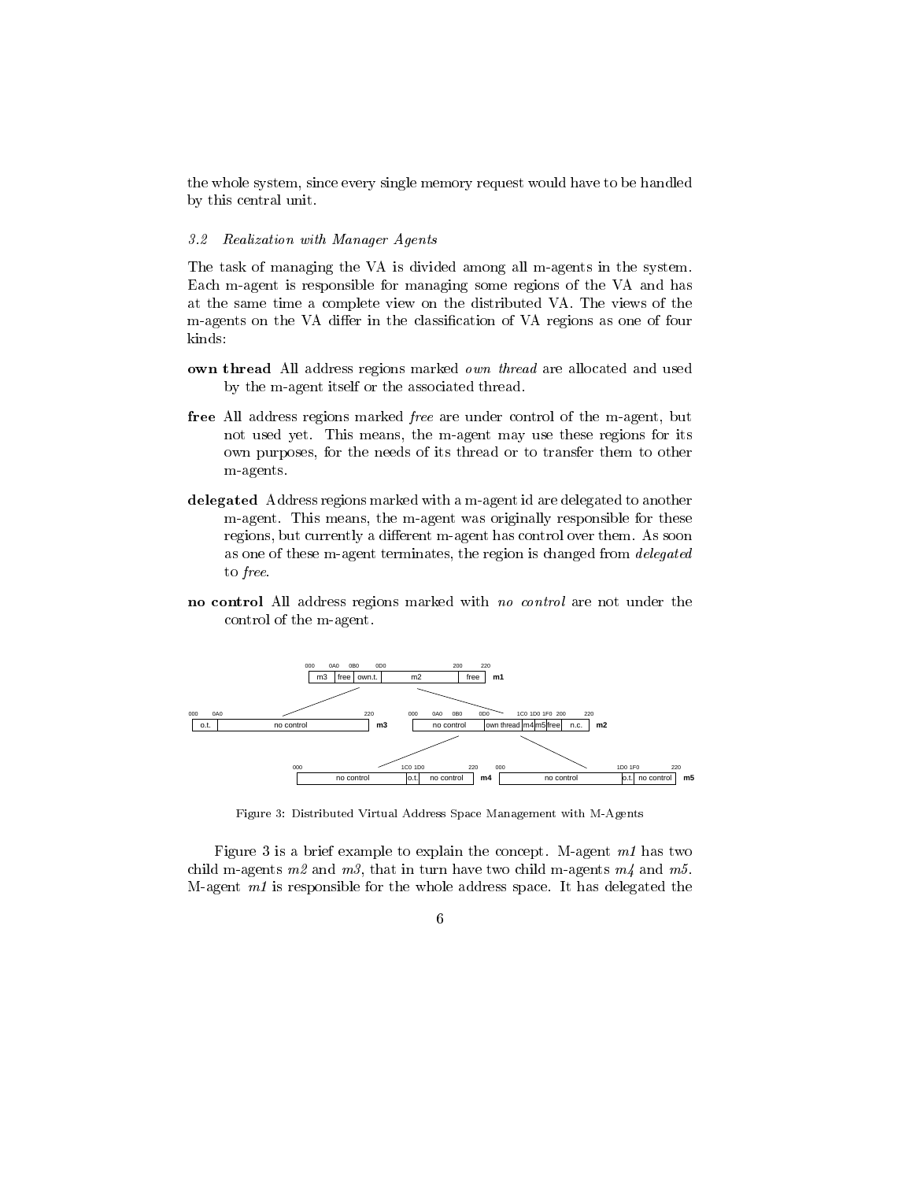the whole system, since every single memory request would have to be handled by this central unit.

### *3.2 Realization with Manager Agents*

The task of managing the VA is divided among all m-agents in the system. Each m-agent is responsible for managing some regions of the VA and has at the same time a complete view on the distributed VA. The views of the m-agents on the VA differ in the classification of VA regions as one of four kinds:

- **own thread** All address regions marked *own thread* are allocated and used by the m-agent itself or the associated thread.
- **free** All address regions marked *free* are under control of the m-agent, but not used yet. This means, the m-agent may use these regions for its own purposes, for the needs of its thread or to transfer them to other m-agents.
- **delegated** Address regions marked with a m-agent id are delegated to another m-agent. This means, the m-agent was originally responsible for these regions, but currently a different m-agent has control over them. As soon as one of these m-agent terminates, the region is changed from *delegated* to *free*.
- **no control** All address regions marked with *no control* are not under the control of the m-agent.

Figure 3: Distributed Virtual Address Space Management with M-Agents

Figure 3 is a brief example to explain the concept. M-agent *m1* has two child m-agents *m2* and *m3*, that in turn have two child m-agents *m4* and *m5*. M-agent *m1* is responsible for the whole address space. It has delegated the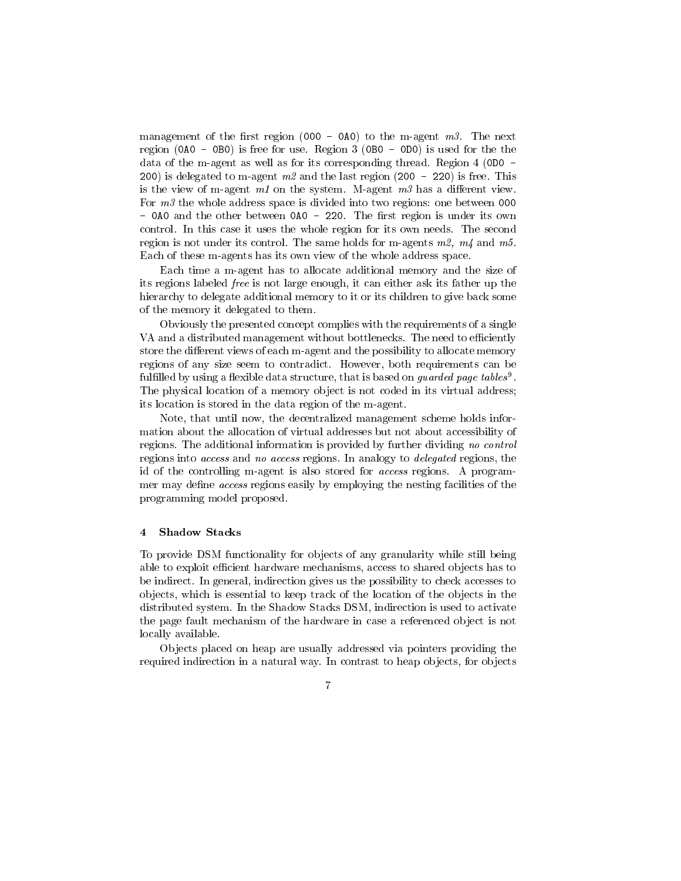management of the first region (`000 - 0A0`) to the m-agent *m3*. The next region (`0A0 - 0B0`) is free for use. Region 3 (`0B0 - 0D0`) is used for the the data of the m-agent as well as for its corresponding thread. Region 4 (`0D0 - 200`) is delegated to m-agent *m2* and the last region (`200 - 220`) is free. This is the view of m-agent *m1* on the system. M-agent *m3* has a different view. For *m3* the whole address space is divided into two regions: one between `000 - 0A0` and the other between `0A0 - 220`. The first region is under its own control. In this case it uses the whole region for its own needs. The second region is not under its control. The same holds for m-agents *m2, m4* and *m5*. Each of these m-agents has its own view of the whole address space.

Each time a m-agent has to allocate additional memory and the size of its regions labeled *free* is not large enough, it can either ask its father up the hierarchy to delegate additional memory to it or its children to give back some of the memory it delegated to them.

Obviously the presented concept complies with the requirements of a single VA and a distributed management without bottlenecks. The need to efficiently store the different views of each m-agent and the possibility to allocate memory regions of any size seem to contradict. However, both requirements can be fulfilled by using a flexible data structure, that is based on *guarded page tables*[9]. The physical location of a memory object is not coded in its virtual address; its location is stored in the data region of the m-agent.

Note, that until now, the decentralized management scheme holds information about the allocation of virtual addresses but not about accessibility of regions. The additional information is provided by further dividing *no control* regions into *access* and *no access* regions. In analogy to *delegated* regions, the id of the controlling m-agent is also stored for *access* regions. A programmer may define *access* regions easily by employing the nesting facilities of the programming model proposed.

## 4 Shadow Stacks

To provide DSM functionality for objects of any granularity while still being able to exploit efficient hardware mechanisms, access to shared objects has to be indirect. In general, indirection gives us the possibility to check accesses to objects, which is essential to keep track of the location of the objects in the distributed system. In the Shadow Stacks DSM, indirection is used to activate the page fault mechanism of the hardware in case a referenced object is not locally available.

Objects placed on heap are usually addressed via pointers providing the required indirection in a natural way. In contrast to heap objects, for objects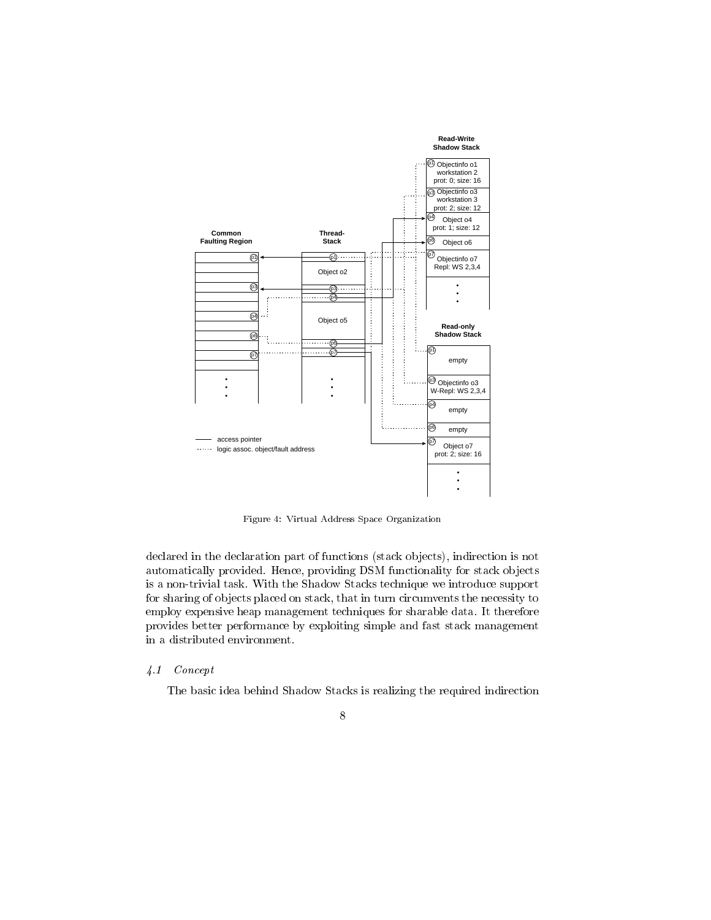Figure 4: Virtual Address Space Organization

declared in the declaration part of functions (stack objects), indirection is not automatically provided. Hence, providing DSM functionality for stack objects is a non-trivial task. With the Shadow Stacks technique we introduce support for sharing of objects placed on stack, that in turn circumvents the necessity to employ expensive heap management techniques for sharable data. It therefore provides better performance by exploiting simple and fast stack management in a distributed environment.

### *4.1 Concept*

The basic idea behind Shadow Stacks is realizing the required indirection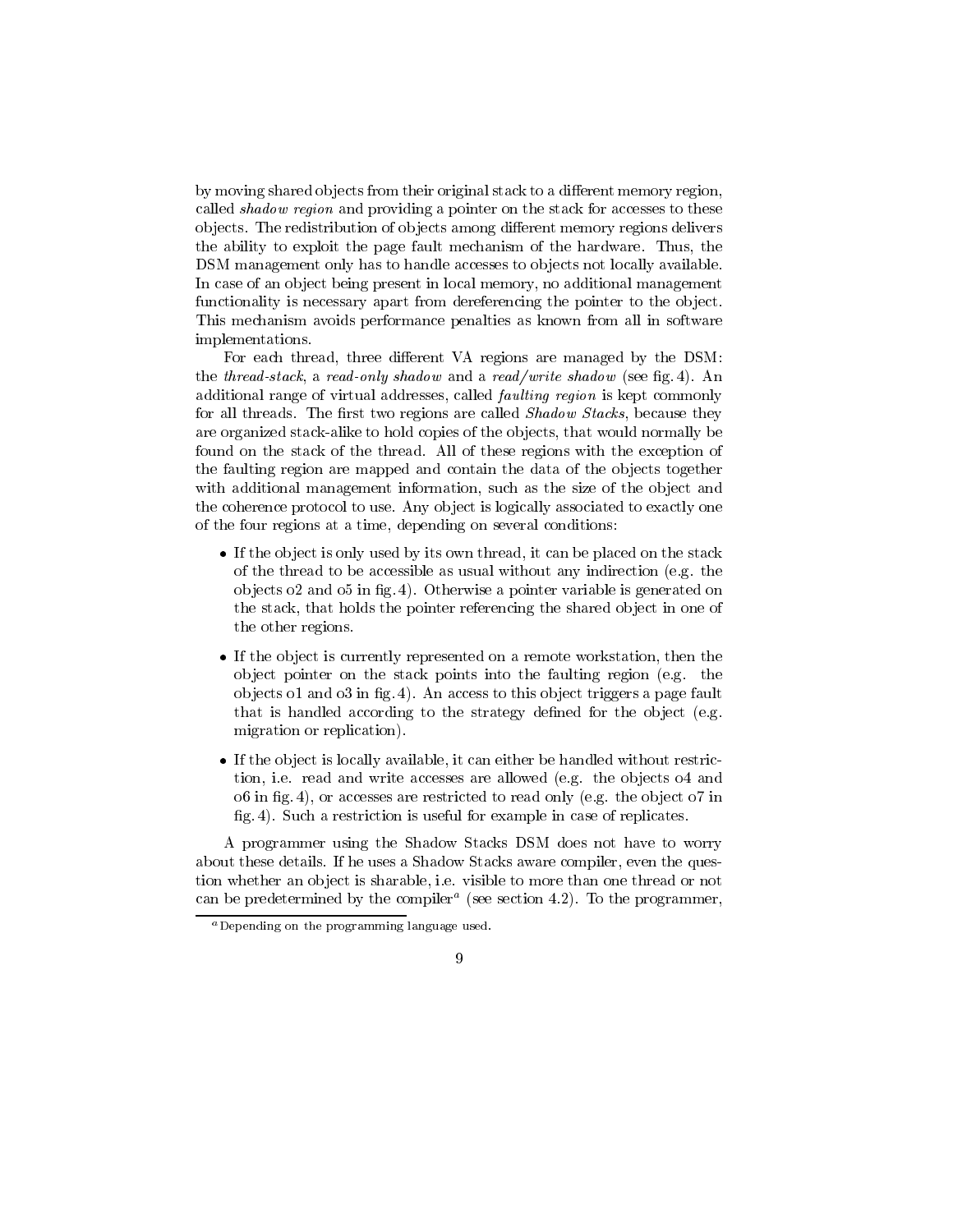by moving shared objects from their original stack to a different memory region, called *shadow region* and providing a pointer on the stack for accesses to these objects. The redistribution of objects among different memory regions delivers the ability to exploit the page fault mechanism of the hardware. Thus, the DSM management only has to handle accesses to objects not locally available. In case of an object being present in local memory, no additional management functionality is necessary apart from dereferencing the pointer to the object. This mechanism avoids performance penalties as known from all in software implementations.

For each thread, three different VA regions are managed by the DSM: the *thread-stack*, a *read-only shadow* and a *read/write shadow* (see fig. 4). An additional range of virtual addresses, called *faulting region* is kept commonly for all threads. The first two regions are called *Shadow Stacks*, because they are organized stack-alike to hold copies of the objects, that would normally be found on the stack of the thread. All of these regions with the exception of the faulting region are mapped and contain the data of the objects together with additional management information, such as the size of the object and the coherence protocol to use. Any object is logically associated to exactly one of the four regions at a time, depending on several conditions:

- If the object is only used by its own thread, it can be placed on the stack of the thread to be accessible as usual without any indirection (e.g. the objects o2 and o5 in fig. 4). Otherwise a pointer variable is generated on the stack, that holds the pointer referencing the shared object in one of the other regions.

- If the object is currently represented on a remote workstation, then the object pointer on the stack points into the faulting region (e.g. the objects o1 and o3 in fig. 4). An access to this object triggers a page fault that is handled according to the strategy defined for the object (e.g. migration or replication).

- If the object is locally available, it can either be handled without restriction, i.e. read and write accesses are allowed (e.g. the objects o4 and o6 in fig. 4), or accesses are restricted to read only (e.g. the object o7 in fig. 4). Such a restriction is useful for example in case of replicates.

A programmer using the Shadow Stacks DSM does not have to worry about these details. If he uses a Shadow Stacks aware compiler, even the question whether an object is sharable, i.e. visible to more than one thread or not can be predetermined by the compiler[a] (see section 4.2). To the programmer,

[a] Depending on the programming language used.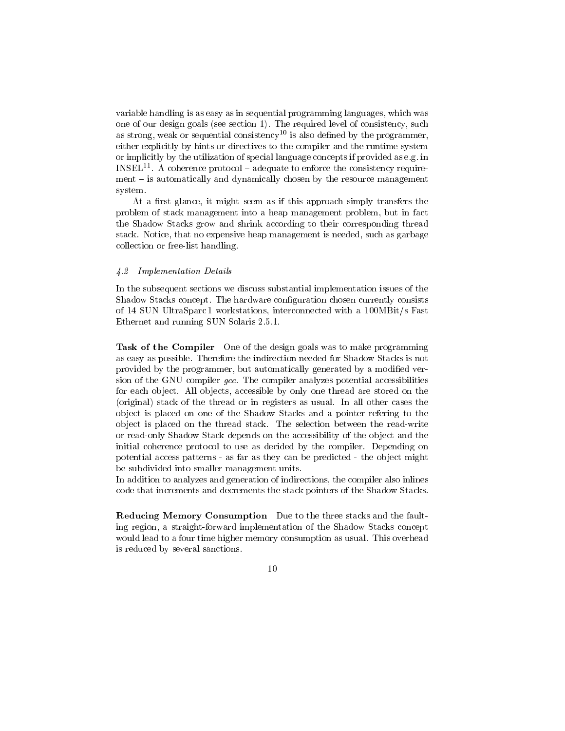variable handling is as easy as in sequential programming languages, which was one of our design goals (see section 1). The required level of consistency, such as strong, weak or sequential consistency[10] is also defined by the programmer, either explicitly by hints or directives to the compiler and the runtime system or implicitly by the utilization of special language concepts if provided as e.g. in INSEL[11]. A coherence protocol – adequate to enforce the consistency requirement – is automatically and dynamically chosen by the resource management system.

At a first glance, it might seem as if this approach simply transfers the problem of stack management into a heap management problem, but in fact the Shadow Stacks grow and shrink according to their corresponding thread stack. Notice, that no expensive heap management is needed, such as garbage collection or free-list handling.

### *4.2 Implementation Details*

In the subsequent sections we discuss substantial implementation issues of the Shadow Stacks concept. The hardware configuration chosen currently consists of 14 SUN UltraSparc 1 workstations, interconnected with a 100MBit/s Fast Ethernet and running SUN Solaris 2.5.1.

**Task of the Compiler** One of the design goals was to make programming as easy as possible. Therefore the indirection needed for Shadow Stacks is not provided by the programmer, but automatically generated by a modified version of the GNU compiler *gcc*. The compiler analyzes potential accessibilities for each object. All objects, accessible by only one thread are stored on the (original) stack of the thread or in registers as usual. In all other cases the object is placed on one of the Shadow Stacks and a pointer refering to the object is placed on the thread stack. The selection between the read-write or read-only Shadow Stack depends on the accessibility of the object and the initial coherence protocol to use as decided by the compiler. Depending on potential access patterns - as far as they can be predicted - the object might be subdivided into smaller management units.
In addition to analyzes and generation of indirections, the compiler also inlines code that increments and decrements the stack pointers of the Shadow Stacks.

**Reducing Memory Consumption** Due to the three stacks and the faulting region, a straight-forward implementation of the Shadow Stacks concept would lead to a four time higher memory consumption as usual. This overhead is reduced by several sanctions.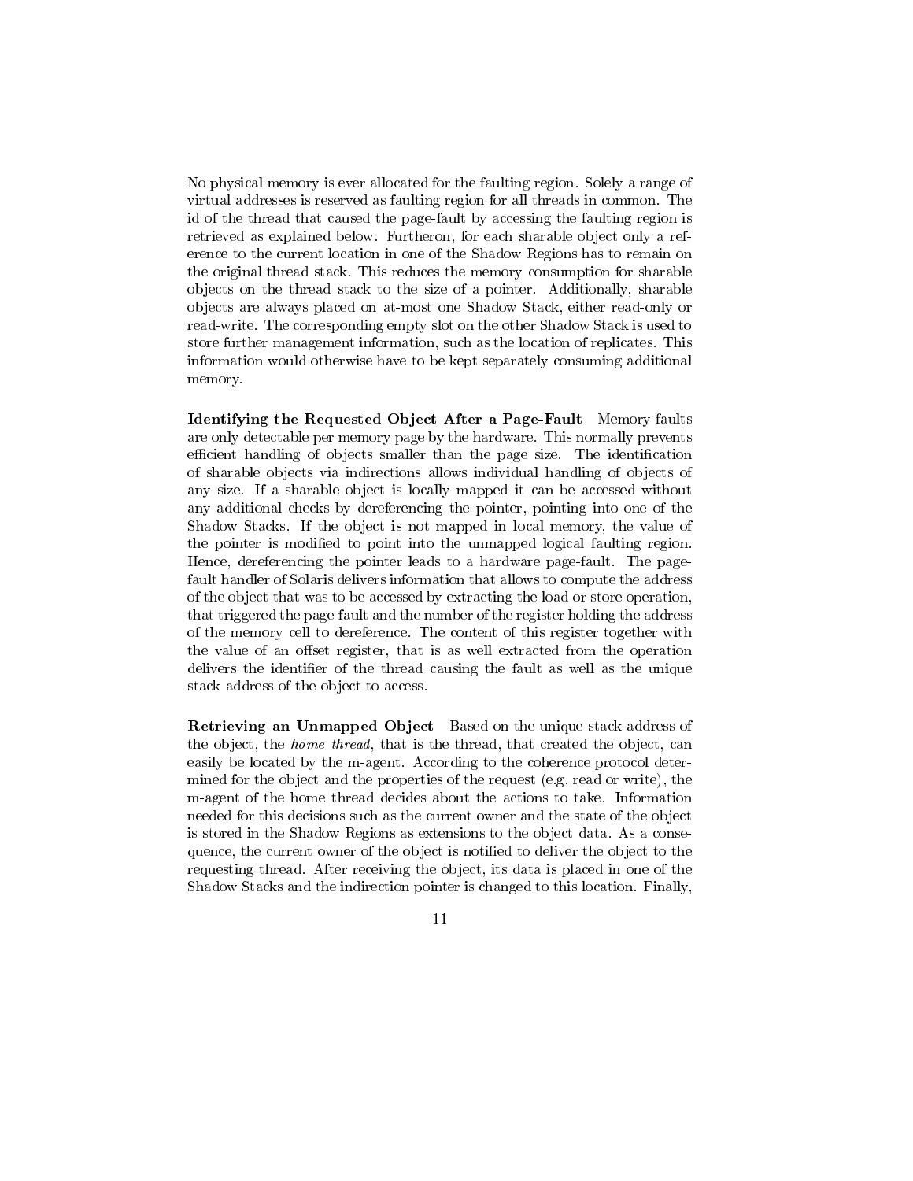No physical memory is ever allocated for the faulting region. Solely a range of virtual addresses is reserved as faulting region for all threads in common. The id of the thread that caused the page-fault by accessing the faulting region is retrieved as explained below. Furtheron, for each sharable object only a reference to the current location in one of the Shadow Regions has to remain on the original thread stack. This reduces the memory consumption for sharable objects on the thread stack to the size of a pointer. Additionally, sharable objects are always placed on at-most one Shadow Stack, either read-only or read-write. The corresponding empty slot on the other Shadow Stack is used to store further management information, such as the location of replicates. This information would otherwise have to be kept separately consuming additional memory.

**Identifying the Requested Object After a Page-Fault** Memory faults are only detectable per memory page by the hardware. This normally prevents efficient handling of objects smaller than the page size. The identification of sharable objects via indirections allows individual handling of objects of any size. If a sharable object is locally mapped it can be accessed without any additional checks by dereferencing the pointer, pointing into one of the Shadow Stacks. If the object is not mapped in local memory, the value of the pointer is modified to point into the unmapped logical faulting region. Hence, dereferencing the pointer leads to a hardware page-fault. The page-fault handler of Solaris delivers information that allows to compute the address of the object that was to be accessed by extracting the load or store operation, that triggered the page-fault and the number of the register holding the address of the memory cell to dereference. The content of this register together with the value of an offset register, that is as well extracted from the operation delivers the identifier of the thread causing the fault as well as the unique stack address of the object to access.

**Retrieving an Unmapped Object** Based on the unique stack address of the object, the *home thread*, that is the thread, that created the object, can easily be located by the m-agent. According to the coherence protocol determined for the object and the properties of the request (e.g. read or write), the m-agent of the home thread decides about the actions to take. Information needed for this decisions such as the current owner and the state of the object is stored in the Shadow Regions as extensions to the object data. As a consequence, the current owner of the object is notified to deliver the object to the requesting thread. After receiving the object, its data is placed in one of the Shadow Stacks and the indirection pointer is changed to this location. Finally,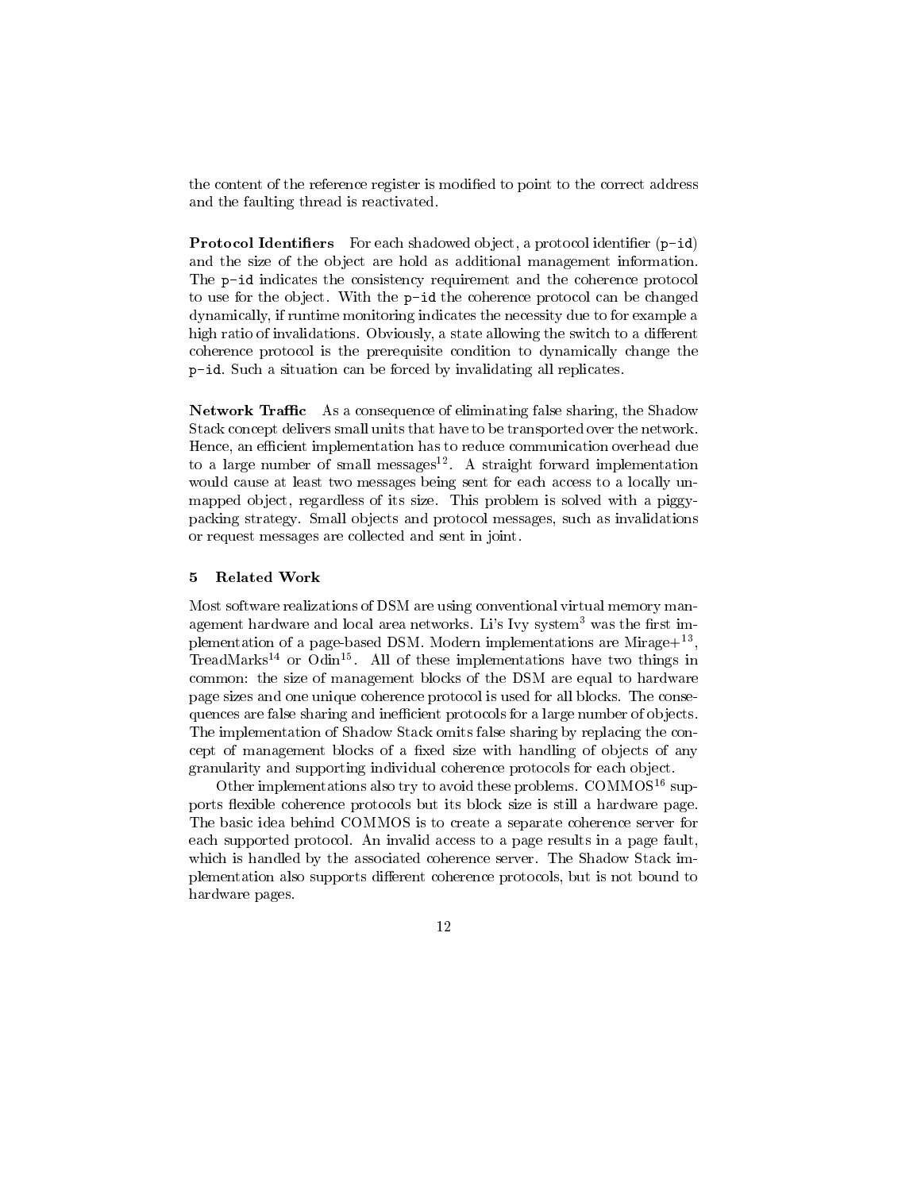the content of the reference register is modified to point to the correct address and the faulting thread is reactivated.

**Protocol Identifiers** For each shadowed object, a protocol identifier (`p-id`) and the size of the object are hold as additional management information. The `p-id` indicates the consistency requirement and the coherence protocol to use for the object. With the `p-id` the coherence protocol can be changed dynamically, if runtime monitoring indicates the necessity due to for example a high ratio of invalidations. Obviously, a state allowing the switch to a different coherence protocol is the prerequisite condition to dynamically change the `p-id`. Such a situation can be forced by invalidating all replicates.

**Network Traffic** As a consequence of eliminating false sharing, the Shadow Stack concept delivers small units that have to be transported over the network. Hence, an efficient implementation has to reduce communication overhead due to a large number of small messages[12]. A straight forward implementation would cause at least two messages being sent for each access to a locally unmapped object, regardless of its size. This problem is solved with a piggypacking strategy. Small objects and protocol messages, such as invalidations or request messages are collected and sent in joint.

## 5 Related Work

Most software realizations of DSM are using conventional virtual memory management hardware and local area networks. Li's Ivy system[3] was the first implementation of a page-based DSM. Modern implementations are Mirage+[13], TreadMarks[14] or Odin[15]. All of these implementations have two things in common: the size of management blocks of the DSM are equal to hardware page sizes and one unique coherence protocol is used for all blocks. The consequences are false sharing and inefficient protocols for a large number of objects. The implementation of Shadow Stack omits false sharing by replacing the concept of management blocks of a fixed size with handling of objects of any granularity and supporting individual coherence protocols for each object.

Other implementations also try to avoid these problems. COMMOS[16] supports flexible coherence protocols but its block size is still a hardware page. The basic idea behind COMMOS is to create a separate coherence server for each supported protocol. An invalid access to a page results in a page fault, which is handled by the associated coherence server. The Shadow Stack implementation also supports different coherence protocols, but is not bound to hardware pages.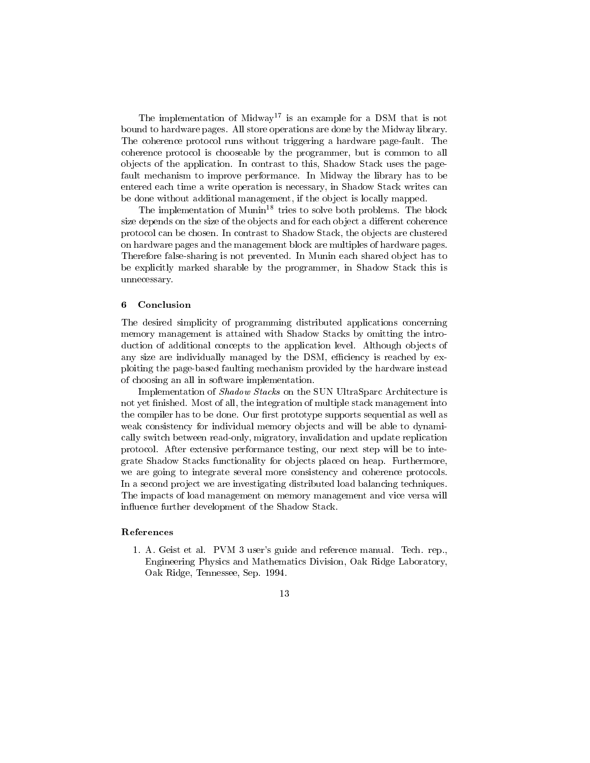The implementation of Midway[17] is an example for a DSM that is not bound to hardware pages. All store operations are done by the Midway library. The coherence protocol runs without triggering a hardware page-fault. The coherence protocol is chooseable by the programmer, but is common to all objects of the application. In contrast to this, Shadow Stack uses the page-fault mechanism to improve performance. In Midway the library has to be entered each time a write operation is necessary, in Shadow Stack writes can be done without additional management, if the object is locally mapped.

The implementation of Munin[18] tries to solve both problems. The block size depends on the size of the objects and for each object a different coherence protocol can be chosen. In contrast to Shadow Stack, the objects are clustered on hardware pages and the management block are multiples of hardware pages. Therefore false-sharing is not prevented. In Munin each shared object has to be explicitly marked sharable by the programmer, in Shadow Stack this is unnecessary.

## 6 Conclusion

The desired simplicity of programming distributed applications concerning memory management is attained with Shadow Stacks by omitting the introduction of additional concepts to the application level. Although objects of any size are individually managed by the DSM, efficiency is reached by exploiting the page-based faulting mechanism provided by the hardware instead of choosing an all in software implementation.

Implementation of *Shadow Stacks* on the SUN UltraSparc Architecture is not yet finished. Most of all, the integration of multiple stack management into the compiler has to be done. Our first prototype supports sequential as well as weak consistency for individual memory objects and will be able to dynamically switch between read-only, migratory, invalidation and update replication protocol. After extensive performance testing, our next step will be to integrate Shadow Stacks functionality for objects placed on heap. Furthermore, we are going to integrate several more consistency and coherence protocols. In a second project we are investigating distributed load balancing techniques. The impacts of load management on memory management and vice versa will influence further development of the Shadow Stack.

## References

1. A. Geist et al. PVM 3 user's guide and reference manual. Tech. rep., Engineering Physics and Mathematics Division, Oak Ridge Laboratory, Oak Ridge, Tennessee, Sep. 1994.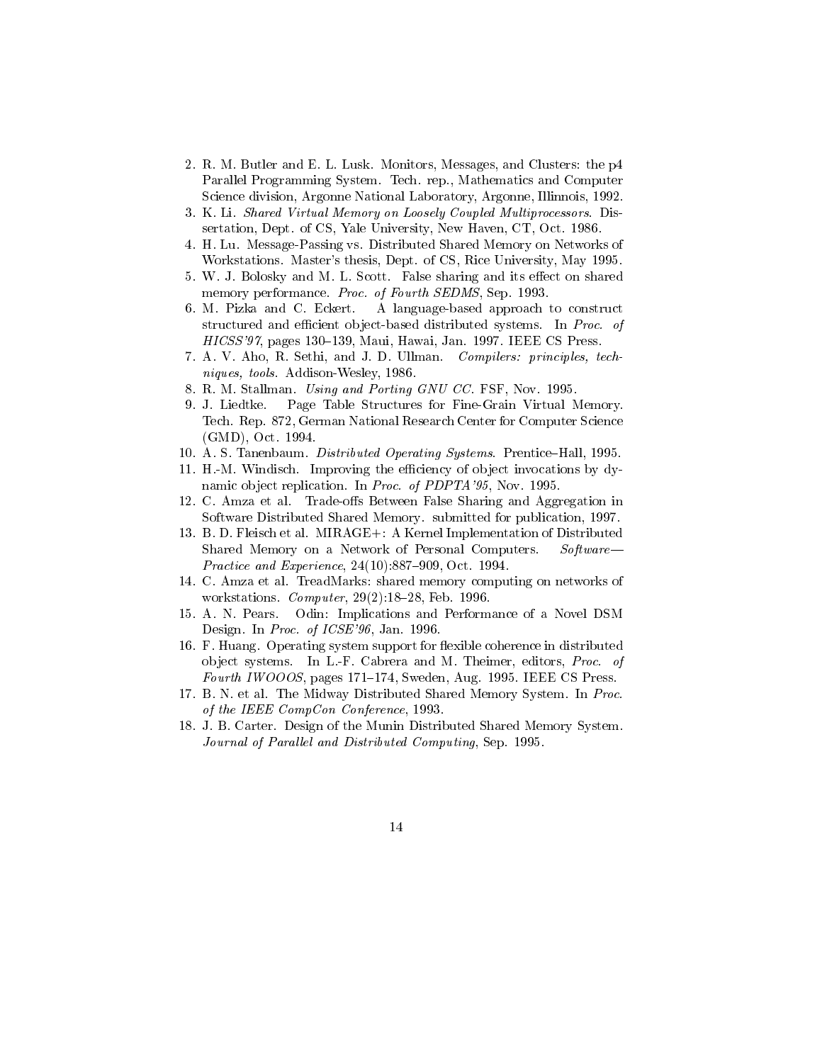2. R. M. Butler and E. L. Lusk. Monitors, Messages, and Clusters: the p4 Parallel Programming System. Tech. rep., Mathematics and Computer Science division, Argonne National Laboratory, Argonne, Illinois, 1992.
3. K. Li. *Shared Virtual Memory on Loosely Coupled Multiprocessors*. Dissertation, Dept. of CS, Yale University, New Haven, CT, Oct. 1986.
4. H. Lu. Message-Passing vs. Distributed Shared Memory on Networks of Workstations. Master's thesis, Dept. of CS, Rice University, May 1995.
5. W. J. Bolosky and M. L. Scott. False sharing and its effect on shared memory performance. *Proc. of Fourth SEDMS*, Sep. 1993.
6. M. Pizka and C. Eckert. A language-based approach to construct structured and efficient object-based distributed systems. In *Proc. of HICSS'97*, pages 130–139, Maui, Hawai, Jan. 1997. IEEE CS Press.
7. A. V. Aho, R. Sethi, and J. D. Ullman. *Compilers: principles, techniques, tools*. Addison-Wesley, 1986.
8. R. M. Stallman. *Using and Porting GNU CC*. FSF, Nov. 1995.
9. J. Liedtke. Page Table Structures for Fine-Grain Virtual Memory. Tech. Rep. 872, German National Research Center for Computer Science (GMD), Oct. 1994.
10. A. S. Tanenbaum. *Distributed Operating Systems*. Prentice–Hall, 1995.
11. H.-M. Windisch. Improving the efficiency of object invocations by dynamic object replication. In *Proc. of PDPTA'95*, Nov. 1995.
12. C. Amza et al. Trade-offs Between False Sharing and Aggregation in Software Distributed Shared Memory. submitted for publication, 1997.
13. B. D. Fleisch et al. MIRAGE+: A Kernel Implementation of Distributed Shared Memory on a Network of Personal Computers. *Software—Practice and Experience*, 24(10):887–909, Oct. 1994.
14. C. Amza et al. TreadMarks: shared memory computing on networks of workstations. *Computer*, 29(2):18–28, Feb. 1996.
15. A. N. Pears. Odin: Implications and Performance of a Novel DSM Design. In *Proc. of ICSE'96*, Jan. 1996.
16. F. Huang. Operating system support for flexible coherence in distributed object systems. In L.-F. Cabrera and M. Theimer, editors, *Proc. of Fourth IWOOOS*, pages 171–174, Sweden, Aug. 1995. IEEE CS Press.
17. B. N. et al. The Midway Distributed Shared Memory System. In *Proc. of the IEEE CompCon Conference*, 1993.
18. J. B. Carter. Design of the Munin Distributed Shared Memory System. *Journal of Parallel and Distributed Computing*, Sep. 1995.